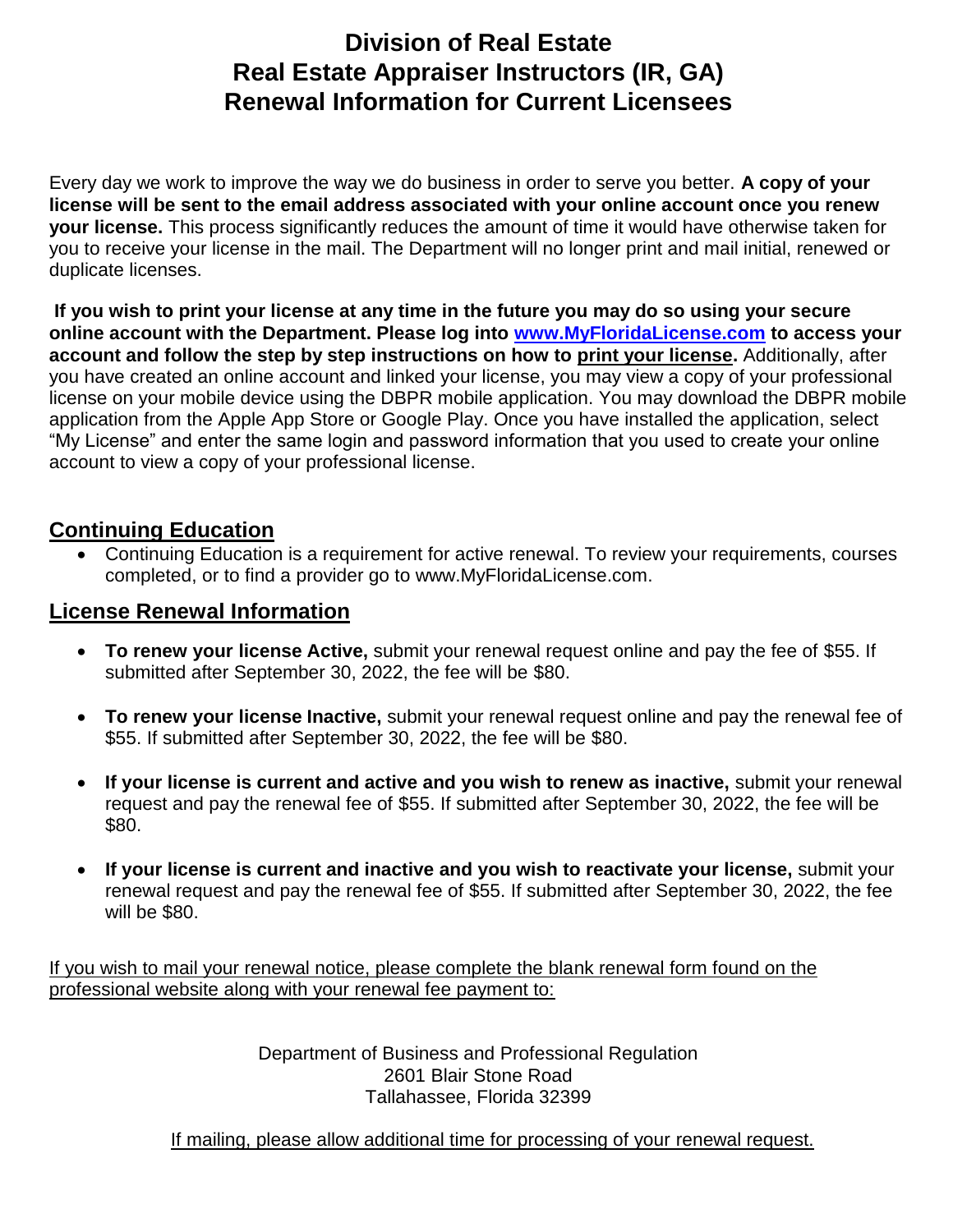# Division of Real Estate
# Real Estate Appraiser Instructors (IR, GA)
# Renewal Information for Current Licensees

Every day we work to improve the way we do business in order to serve you better. **A copy of your license will be sent to the email address associated with your online account once you renew your license.** This process significantly reduces the amount of time it would have otherwise taken for you to receive your license in the mail. The Department will no longer print and mail initial, renewed or duplicate licenses.

**If you wish to print your license at any time in the future you may do so using your secure online account with the Department. Please log into [www.MyFloridaLicense.com](http://www.MyFloridaLicense.com) to access your account and follow the step by step instructions on how to print your license.** Additionally, after you have created an online account and linked your license, you may view a copy of your professional license on your mobile device using the DBPR mobile application. You may download the DBPR mobile application from the Apple App Store or Google Play. Once you have installed the application, select "My License" and enter the same login and password information that you used to create your online account to view a copy of your professional license.

## Continuing Education

- Continuing Education is a requirement for active renewal. To review your requirements, courses completed, or to find a provider go to www.MyFloridaLicense.com.

## License Renewal Information

- **To renew your license Active,** submit your renewal request online and pay the fee of $55. If submitted after September 30, 2022, the fee will be $80.
- **To renew your license Inactive,** submit your renewal request online and pay the renewal fee of $55. If submitted after September 30, 2022, the fee will be $80.
- **If your license is current and active and you wish to renew as inactive,** submit your renewal request and pay the renewal fee of $55. If submitted after September 30, 2022, the fee will be $80.
- **If your license is current and inactive and you wish to reactivate your license,** submit your renewal request and pay the renewal fee of $55. If submitted after September 30, 2022, the fee will be $80.

If you wish to mail your renewal notice, please complete the blank renewal form found on the professional website along with your renewal fee payment to:

Department of Business and Professional Regulation
2601 Blair Stone Road
Tallahassee, Florida 32399

If mailing, please allow additional time for processing of your renewal request.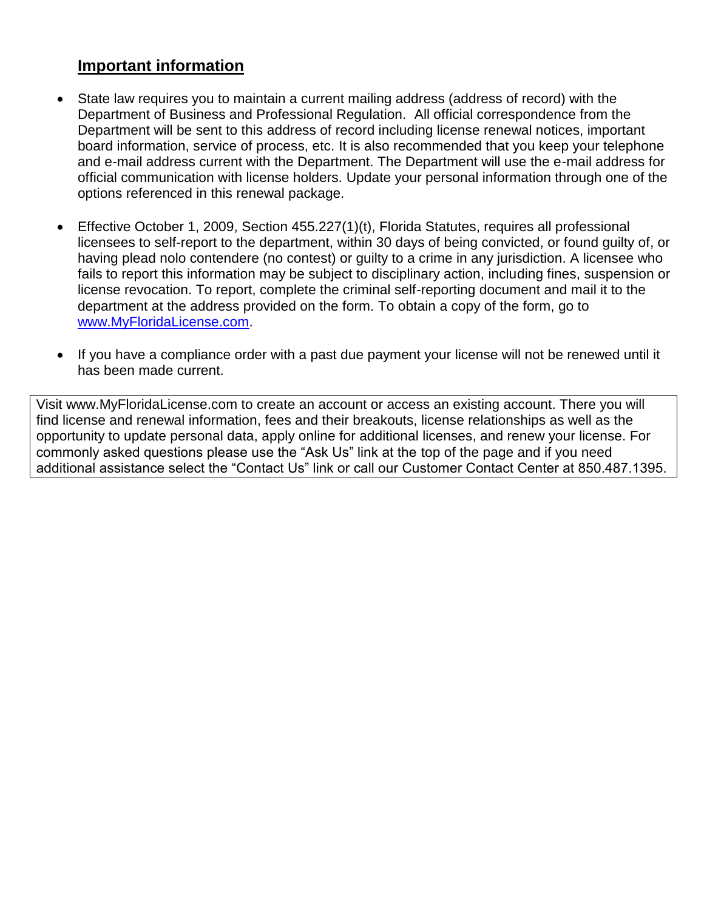## Important information

- State law requires you to maintain a current mailing address (address of record) with the Department of Business and Professional Regulation. All official correspondence from the Department will be sent to this address of record including license renewal notices, important board information, service of process, etc. It is also recommended that you keep your telephone and e-mail address current with the Department. The Department will use the e-mail address for official communication with license holders. Update your personal information through one of the options referenced in this renewal package.

- Effective October 1, 2009, Section 455.227(1)(t), Florida Statutes, requires all professional licensees to self-report to the department, within 30 days of being convicted, or found guilty of, or having plead nolo contendere (no contest) or guilty to a crime in any jurisdiction. A licensee who fails to report this information may be subject to disciplinary action, including fines, suspension or license revocation. To report, complete the criminal self-reporting document and mail it to the department at the address provided on the form. To obtain a copy of the form, go to www.MyFloridaLicense.com.

- If you have a compliance order with a past due payment your license will not be renewed until it has been made current.

Visit www.MyFloridaLicense.com to create an account or access an existing account. There you will find license and renewal information, fees and their breakouts, license relationships as well as the opportunity to update personal data, apply online for additional licenses, and renew your license. For commonly asked questions please use the "Ask Us" link at the top of the page and if you need additional assistance select the "Contact Us" link or call our Customer Contact Center at 850.487.1395.